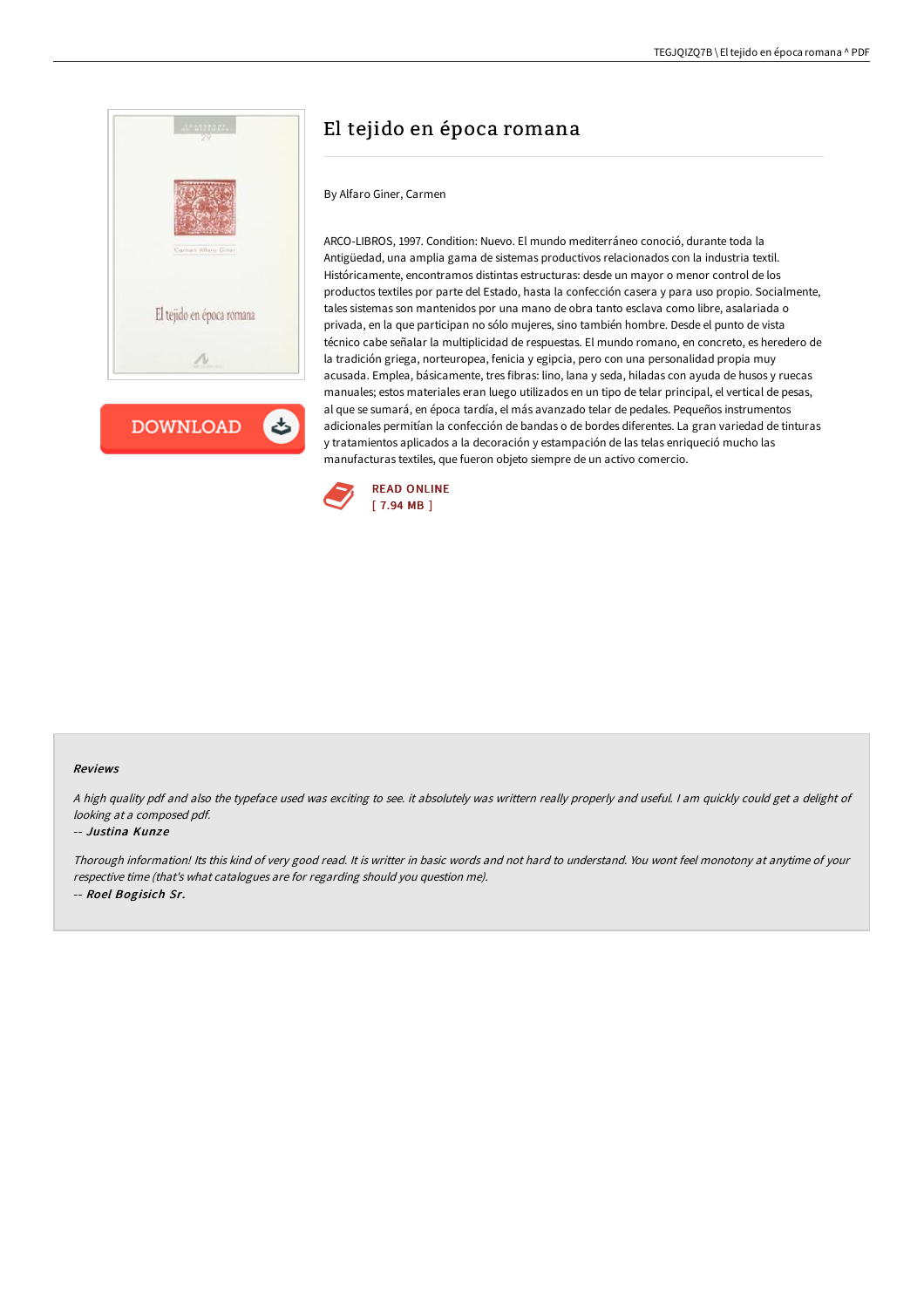# El tejido en época romana

By Alfaro Giner, Carmen

ARCO-LIBROS, 1997. Condition: Nuevo. El mundo mediterráneo conoció, durante toda la Antigüedad, una amplia gama de sistemas productivos relacionados con la industria textil. Históricamente, encontramos distintas estructuras: desde un mayor o menor control de los productos textiles por parte del Estado, hasta la confección casera y para uso propio. Socialmente, tales sistemas son mantenidos por una mano de obra tanto esclava como libre, asalariada o privada, en la que participan no sólo mujeres, sino también hombre. Desde el punto de vista técnico cabe señalar la multiplicidad de respuestas. El mundo romano, en concreto, es heredero de la tradición griega, norteuropea, fenicia y egipcia, pero con una personalidad propia muy acusada. Emplea, básicamente, tres fibras: lino, lana y seda, hiladas con ayuda de husos y ruecas manuales; estos materiales eran luego utilizados en un tipo de telar principal, el vertical de pesas, al que se sumará, en época tardía, el más avanzado telar de pedales. Pequeños instrumentos adicionales permitían la confección de bandas o de bordes diferentes. La gran variedad de tinturas y tratamientos aplicados a la decoración y estampación de las telas enriqueció mucho las manufacturas textiles, que fueron objeto siempre de un activo comercio.

READ ONLINE
[ 7.94 MB ]

## Reviews

*A high quality pdf and also the typeface used was exciting to see. it absolutely was writtern really properly and useful. I am quickly could get a delight of looking at a composed pdf.*

-- *Justina Kunze*

*Thorough information! Its this kind of very good read. It is writter in basic words and not hard to understand. You wont feel monotony at anytime of your respective time (that's what catalogues are for regarding should you question me).*

-- *Roel Bogisich Sr.*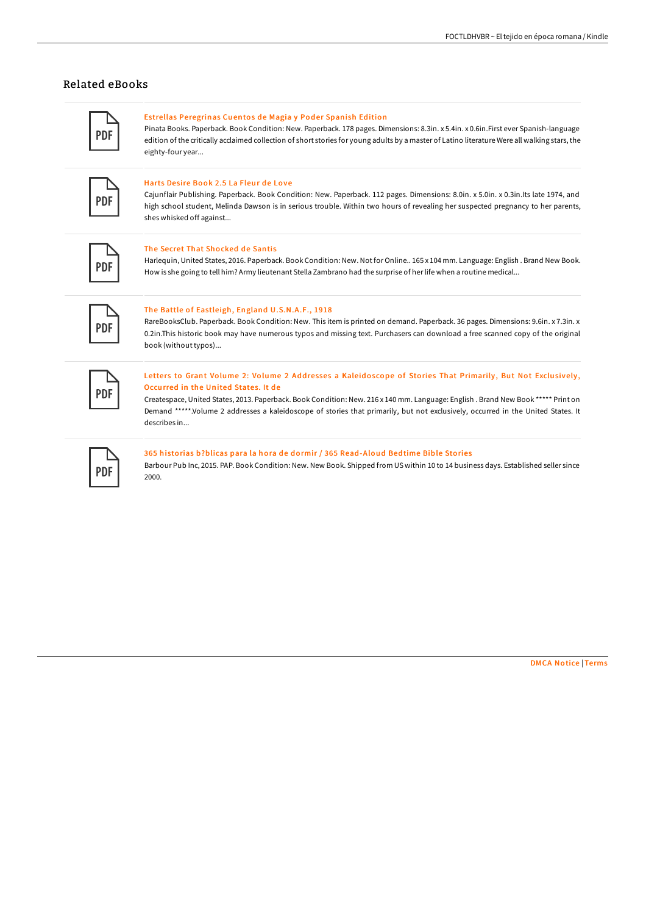## Related eBooks

### Estrellas Peregrinas Cuentos de Magia y Poder Spanish Edition

Pinata Books. Paperback. Book Condition: New. Paperback. 178 pages. Dimensions: 8.3in. x 5.4in. x 0.6in.First ever Spanish-language edition of the critically acclaimed collection of short stories for young adults by a master of Latino literature Were all walking stars, the eighty-four year...

### Harts Desire Book 2.5 La Fleur de Love

Cajunflair Publishing. Paperback. Book Condition: New. Paperback. 112 pages. Dimensions: 8.0in. x 5.0in. x 0.3in.Its late 1974, and high school student, Melinda Dawson is in serious trouble. Within two hours of revealing her suspected pregnancy to her parents, shes whisked off against...

### The Secret That Shocked de Santis

Harlequin, United States, 2016. Paperback. Book Condition: New. Not for Online.. 165 x 104 mm. Language: English . Brand New Book. How is she going to tell him? Army lieutenant Stella Zambrano had the surprise of her life when a routine medical...

### The Battle of Eastleigh, England U.S.N.A.F., 1918

RareBooksClub. Paperback. Book Condition: New. This item is printed on demand. Paperback. 36 pages. Dimensions: 9.6in. x 7.3in. x 0.2in.This historic book may have numerous typos and missing text. Purchasers can download a free scanned copy of the original book (without typos)...

### Letters to Grant Volume 2: Volume 2 Addresses a Kaleidoscope of Stories That Primarily, But Not Exclusively, Occurred in the United States. It de

Createspace, United States, 2013. Paperback. Book Condition: New. 216 x 140 mm. Language: English . Brand New Book ***** Print on Demand *****.Volume 2 addresses a kaleidoscope of stories that primarily, but not exclusively, occurred in the United States. It describes in...

### 365 historias b?blicas para la hora de dormir / 365 Read-Aloud Bedtime Bible Stories

Barbour Pub Inc, 2015. PAP. Book Condition: New. New Book. Shipped from US within 10 to 14 business days. Established seller since 2000.

DMCA Notice | Terms